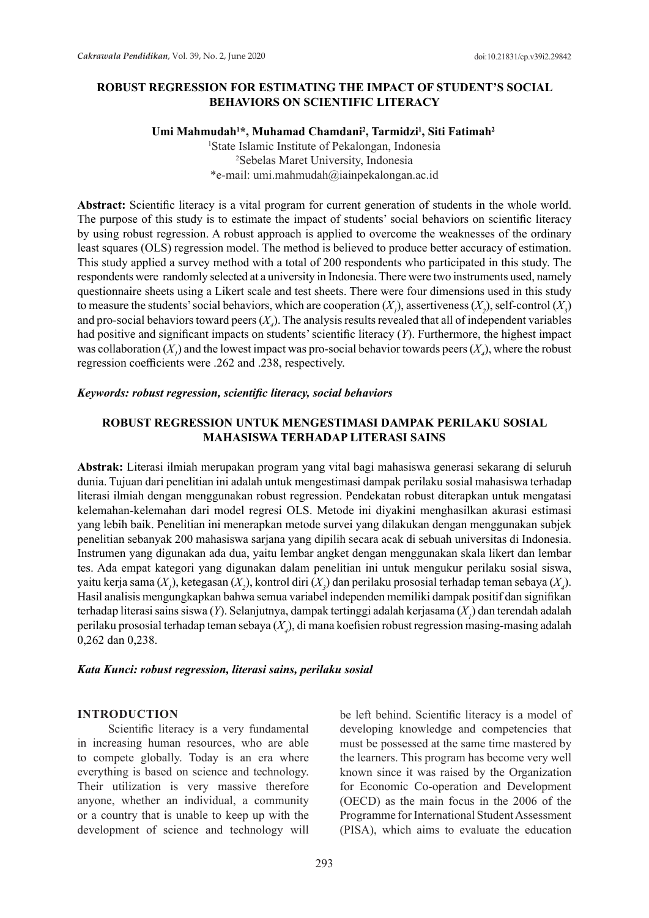# ROBUST REGRESSION FOR ESTIMATING THE IMPACT OF STUDENT'S SOCIAL BEHAVIORS ON SCIENTIFIC LITERACY

**Umi Mahmudah[1]\*, Muhamad Chamdani[2], Tarmidzi[1], Siti Fatimah[2]**

[1]State Islamic Institute of Pekalongan, Indonesia
[2]Sebelas Maret University, Indonesia
\*e-mail: umi.mahmudah@iainpekalongan.ac.id

**Abstract:** Scientific literacy is a vital program for current generation of students in the whole world. The purpose of this study is to estimate the impact of students' social behaviors on scientific literacy by using robust regression. A robust approach is applied to overcome the weaknesses of the ordinary least squares (OLS) regression model. The method is believed to produce better accuracy of estimation. This study applied a survey method with a total of 200 respondents who participated in this study. The respondents were randomly selected at a university in Indonesia. There were two instruments used, namely questionnaire sheets using a Likert scale and test sheets. There were four dimensions used in this study to measure the students' social behaviors, which are cooperation ($X_1$), assertiveness ($X_2$), self-control ($X_3$) and pro-social behaviors toward peers ($X_4$). The analysis results revealed that all of independent variables had positive and significant impacts on students' scientific literacy ($Y$). Furthermore, the highest impact was collaboration ($X_1$) and the lowest impact was pro-social behavior towards peers ($X_4$), where the robust regression coefficients were .262 and .238, respectively.

***Keywords: robust regression, scientific literacy, social behaviors***

# ROBUST REGRESSION UNTUK MENGESTIMASI DAMPAK PERILAKU SOSIAL MAHASISWA TERHADAP LITERASI SAINS

**Abstrak:** Literasi ilmiah merupakan program yang vital bagi mahasiswa generasi sekarang di seluruh dunia. Tujuan dari penelitian ini adalah untuk mengestimasi dampak perilaku sosial mahasiswa terhadap literasi ilmiah dengan menggunakan robust regression. Pendekatan robust diterapkan untuk mengatasi kelemahan-kelemahan dari model regresi OLS. Metode ini diyakini menghasilkan akurasi estimasi yang lebih baik. Penelitian ini menerapkan metode survei yang dilakukan dengan menggunakan subjek penelitian sebanyak 200 mahasiswa sarjana yang dipilih secara acak di sebuah universitas di Indonesia. Instrumen yang digunakan ada dua, yaitu lembar angket dengan menggunakan skala likert dan lembar tes. Ada empat kategori yang digunakan dalam penelitian ini untuk mengukur perilaku sosial siswa, yaitu kerja sama ($X_1$), ketegasan ($X_2$), kontrol diri ($X_3$) dan perilaku prososial terhadap teman sebaya ($X_4$). Hasil analisis mengungkapkan bahwa semua variabel independen memiliki dampak positif dan signifikan terhadap literasi sains siswa ($Y$). Selanjutnya, dampak tertinggi adalah kerjasama ($X_1$) dan terendah adalah perilaku prososial terhadap teman sebaya ($X_4$), di mana koefisien robust regression masing-masing adalah 0,262 dan 0,238.

***Kata Kunci: robust regression, literasi sains, perilaku sosial***

## INTRODUCTION

Scientific literacy is a very fundamental in increasing human resources, who are able to compete globally. Today is an era where everything is based on science and technology. Their utilization is very massive therefore anyone, whether an individual, a community or a country that is unable to keep up with the development of science and technology will be left behind. Scientific literacy is a model of developing knowledge and competencies that must be possessed at the same time mastered by the learners. This program has become very well known since it was raised by the Organization for Economic Co-operation and Development (OECD) as the main focus in the 2006 of the Programme for International Student Assessment (PISA), which aims to evaluate the education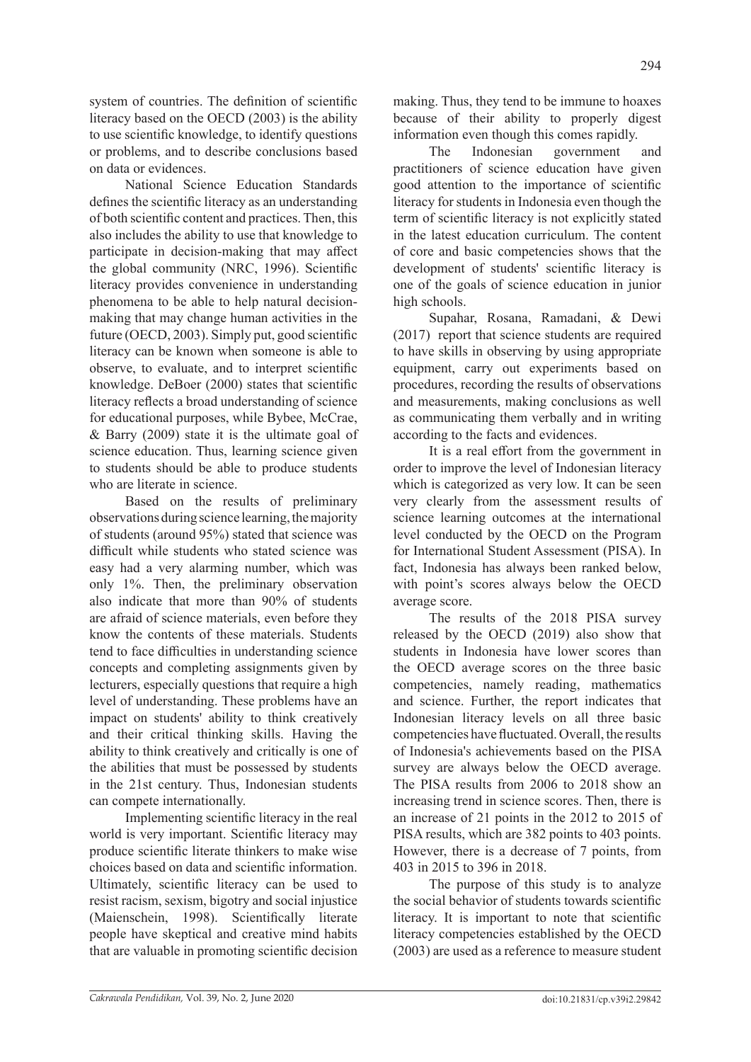system of countries. The definition of scientific literacy based on the OECD (2003) is the ability to use scientific knowledge, to identify questions or problems, and to describe conclusions based on data or evidences.

National Science Education Standards defines the scientific literacy as an understanding of both scientific content and practices. Then, this also includes the ability to use that knowledge to participate in decision-making that may affect the global community (NRC, 1996). Scientific literacy provides convenience in understanding phenomena to be able to help natural decision-making that may change human activities in the future (OECD, 2003). Simply put, good scientific literacy can be known when someone is able to observe, to evaluate, and to interpret scientific knowledge. DeBoer (2000) states that scientific literacy reflects a broad understanding of science for educational purposes, while Bybee, McCrae, & Barry (2009) state it is the ultimate goal of science education. Thus, learning science given to students should be able to produce students who are literate in science.

Based on the results of preliminary observations during science learning, the majority of students (around 95%) stated that science was difficult while students who stated science was easy had a very alarming number, which was only 1%. Then, the preliminary observation also indicate that more than 90% of students are afraid of science materials, even before they know the contents of these materials. Students tend to face difficulties in understanding science concepts and completing assignments given by lecturers, especially questions that require a high level of understanding. These problems have an impact on students' ability to think creatively and their critical thinking skills. Having the ability to think creatively and critically is one of the abilities that must be possessed by students in the 21st century. Thus, Indonesian students can compete internationally.

Implementing scientific literacy in the real world is very important. Scientific literacy may produce scientific literate thinkers to make wise choices based on data and scientific information. Ultimately, scientific literacy can be used to resist racism, sexism, bigotry and social injustice (Maienschein, 1998). Scientifically literate people have skeptical and creative mind habits that are valuable in promoting scientific decision making. Thus, they tend to be immune to hoaxes because of their ability to properly digest information even though this comes rapidly.

The Indonesian government and practitioners of science education have given good attention to the importance of scientific literacy for students in Indonesia even though the term of scientific literacy is not explicitly stated in the latest education curriculum. The content of core and basic competencies shows that the development of students' scientific literacy is one of the goals of science education in junior high schools.

Supahar, Rosana, Ramadani, & Dewi (2017) report that science students are required to have skills in observing by using appropriate equipment, carry out experiments based on procedures, recording the results of observations and measurements, making conclusions as well as communicating them verbally and in writing according to the facts and evidences.

It is a real effort from the government in order to improve the level of Indonesian literacy which is categorized as very low. It can be seen very clearly from the assessment results of science learning outcomes at the international level conducted by the OECD on the Program for International Student Assessment (PISA). In fact, Indonesia has always been ranked below, with point's scores always below the OECD average score.

The results of the 2018 PISA survey released by the OECD (2019) also show that students in Indonesia have lower scores than the OECD average scores on the three basic competencies, namely reading, mathematics and science. Further, the report indicates that Indonesian literacy levels on all three basic competencies have fluctuated. Overall, the results of Indonesia's achievements based on the PISA survey are always below the OECD average. The PISA results from 2006 to 2018 show an increasing trend in science scores. Then, there is an increase of 21 points in the 2012 to 2015 of PISA results, which are 382 points to 403 points. However, there is a decrease of 7 points, from 403 in 2015 to 396 in 2018.

The purpose of this study is to analyze the social behavior of students towards scientific literacy. It is important to note that scientific literacy competencies established by the OECD (2003) are used as a reference to measure student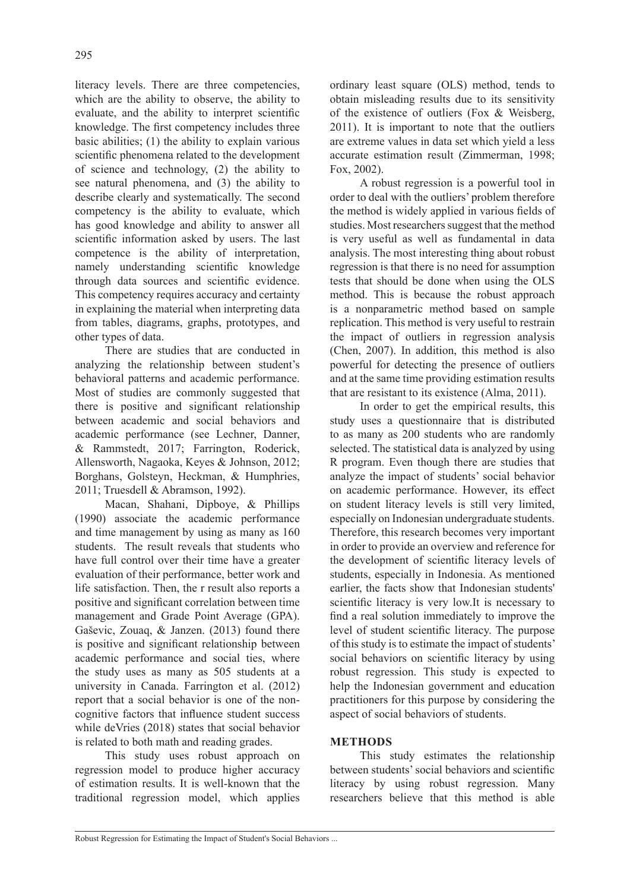literacy levels. There are three competencies, which are the ability to observe, the ability to evaluate, and the ability to interpret scientific knowledge. The first competency includes three basic abilities; (1) the ability to explain various scientific phenomena related to the development of science and technology, (2) the ability to see natural phenomena, and (3) the ability to describe clearly and systematically. The second competency is the ability to evaluate, which has good knowledge and ability to answer all scientific information asked by users. The last competence is the ability of interpretation, namely understanding scientific knowledge through data sources and scientific evidence. This competency requires accuracy and certainty in explaining the material when interpreting data from tables, diagrams, graphs, prototypes, and other types of data.

There are studies that are conducted in analyzing the relationship between student's behavioral patterns and academic performance. Most of studies are commonly suggested that there is positive and significant relationship between academic and social behaviors and academic performance (see Lechner, Danner, & Rammstedt, 2017; Farrington, Roderick, Allensworth, Nagaoka, Keyes & Johnson, 2012; Borghans, Golsteyn, Heckman, & Humphries, 2011; Truesdell & Abramson, 1992).

Macan, Shahani, Dipboye, & Phillips (1990) associate the academic performance and time management by using as many as 160 students. The result reveals that students who have full control over their time have a greater evaluation of their performance, better work and life satisfaction. Then, the r result also reports a positive and significant correlation between time management and Grade Point Average (GPA). Gaševic, Zouaq, & Janzen. (2013) found there is positive and significant relationship between academic performance and social ties, where the study uses as many as 505 students at a university in Canada. Farrington et al. (2012) report that a social behavior is one of the non-cognitive factors that influence student success while deVries (2018) states that social behavior is related to both math and reading grades.

This study uses robust approach on regression model to produce higher accuracy of estimation results. It is well-known that the traditional regression model, which applies ordinary least square (OLS) method, tends to obtain misleading results due to its sensitivity of the existence of outliers (Fox & Weisberg, 2011). It is important to note that the outliers are extreme values in data set which yield a less accurate estimation result (Zimmerman, 1998; Fox, 2002).

A robust regression is a powerful tool in order to deal with the outliers' problem therefore the method is widely applied in various fields of studies. Most researchers suggest that the method is very useful as well as fundamental in data analysis. The most interesting thing about robust regression is that there is no need for assumption tests that should be done when using the OLS method. This is because the robust approach is a nonparametric method based on sample replication. This method is very useful to restrain the impact of outliers in regression analysis (Chen, 2007). In addition, this method is also powerful for detecting the presence of outliers and at the same time providing estimation results that are resistant to its existence (Alma, 2011).

In order to get the empirical results, this study uses a questionnaire that is distributed to as many as 200 students who are randomly selected. The statistical data is analyzed by using R program. Even though there are studies that analyze the impact of students' social behavior on academic performance. However, its effect on student literacy levels is still very limited, especially on Indonesian undergraduate students. Therefore, this research becomes very important in order to provide an overview and reference for the development of scientific literacy levels of students, especially in Indonesia. As mentioned earlier, the facts show that Indonesian students' scientific literacy is very low.It is necessary to find a real solution immediately to improve the level of student scientific literacy. The purpose of this study is to estimate the impact of students' social behaviors on scientific literacy by using robust regression. This study is expected to help the Indonesian government and education practitioners for this purpose by considering the aspect of social behaviors of students.

## METHODS

This study estimates the relationship between students' social behaviors and scientific literacy by using robust regression. Many researchers believe that this method is able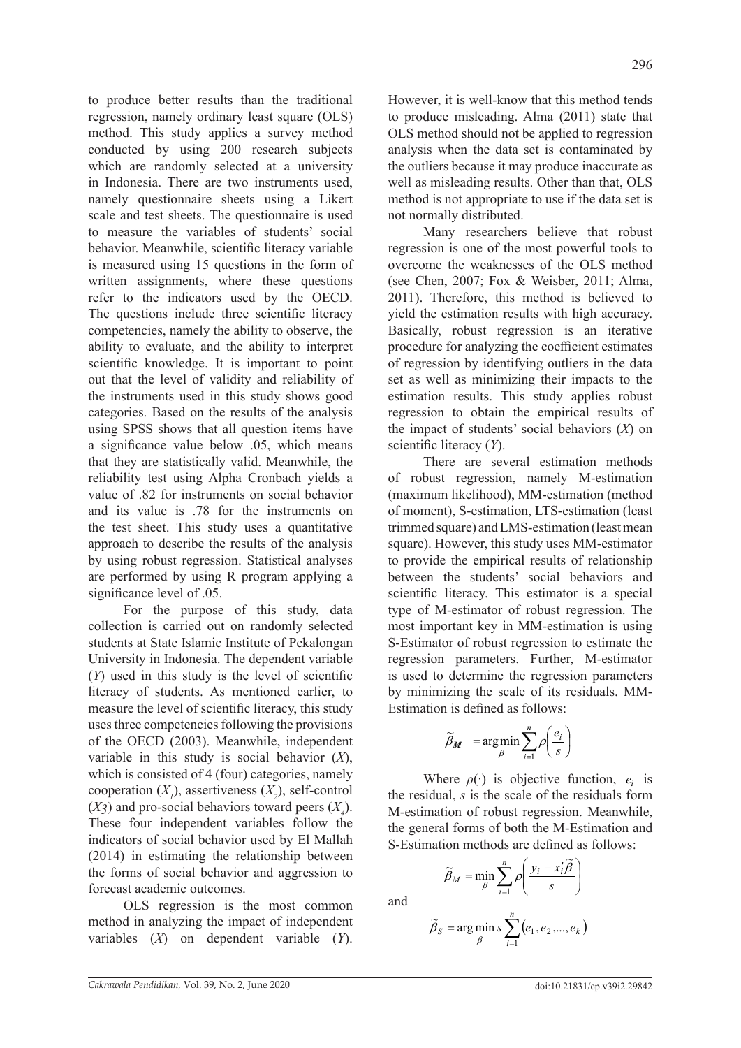to produce better results than the traditional regression, namely ordinary least square (OLS) method. This study applies a survey method conducted by using 200 research subjects which are randomly selected at a university in Indonesia. There are two instruments used, namely questionnaire sheets using a Likert scale and test sheets. The questionnaire is used to measure the variables of students' social behavior. Meanwhile, scientific literacy variable is measured using 15 questions in the form of written assignments, where these questions refer to the indicators used by the OECD. The questions include three scientific literacy competencies, namely the ability to observe, the ability to evaluate, and the ability to interpret scientific knowledge. It is important to point out that the level of validity and reliability of the instruments used in this study shows good categories. Based on the results of the analysis using SPSS shows that all question items have a significance value below .05, which means that they are statistically valid. Meanwhile, the reliability test using Alpha Cronbach yields a value of .82 for instruments on social behavior and its value is .78 for the instruments on the test sheet. This study uses a quantitative approach to describe the results of the analysis by using robust regression. Statistical analyses are performed by using R program applying a significance level of .05.

For the purpose of this study, data collection is carried out on randomly selected students at State Islamic Institute of Pekalongan University in Indonesia. The dependent variable ($Y$) used in this study is the level of scientific literacy of students. As mentioned earlier, to measure the level of scientific literacy, this study uses three competencies following the provisions of the OECD (2003). Meanwhile, independent variable in this study is social behavior ($X$), which is consisted of 4 (four) categories, namely cooperation ($X_1$), assertiveness ($X_2$), self-control ($X_3$) and pro-social behaviors toward peers ($X_4$). These four independent variables follow the indicators of social behavior used by El Mallah (2014) in estimating the relationship between the forms of social behavior and aggression to forecast academic outcomes.

OLS regression is the most common method in analyzing the impact of independent variables ($X$) on dependent variable ($Y$). However, it is well-know that this method tends to produce misleading. Alma (2011) state that OLS method should not be applied to regression analysis when the data set is contaminated by the outliers because it may produce inaccurate as well as misleading results. Other than that, OLS method is not appropriate to use if the data set is not normally distributed.

Many researchers believe that robust regression is one of the most powerful tools to overcome the weaknesses of the OLS method (see Chen, 2007; Fox & Weisber, 2011; Alma, 2011). Therefore, this method is believed to yield the estimation results with high accuracy. Basically, robust regression is an iterative procedure for analyzing the coefficient estimates of regression by identifying outliers in the data set as well as minimizing their impacts to the estimation results. This study applies robust regression to obtain the empirical results of the impact of students' social behaviors ($X$) on scientific literacy ($Y$).

There are several estimation methods of robust regression, namely M-estimation (maximum likelihood), MM-estimation (method of moment), S-estimation, LTS-estimation (least trimmed square) and LMS-estimation (least mean square). However, this study uses MM-estimator to provide the empirical results of relationship between the students' social behaviors and scientific literacy. This estimator is a special type of M-estimator of robust regression. The most important key in MM-estimation is using S-Estimator of robust regression to estimate the regression parameters. Further, M-estimator is used to determine the regression parameters by minimizing the scale of its residuals. MM-Estimation is defined as follows:

$$\widetilde{\beta}_{MM} = \arg\min_{\beta} \sum_{i=1}^{n} \rho\left(\frac{e_i}{s}\right)$$

Where $\rho(\cdot)$ is objective function, $e_i$ is the residual, $s$ is the scale of the residuals form M-estimation of robust regression. Meanwhile, the general forms of both the M-Estimation and S-Estimation methods are defined as follows:

$$\widetilde{\beta}_M = \min_{\beta} \sum_{i=1}^{n} \rho\left(\frac{y_i - x_i'\widetilde{\beta}}{s}\right)$$

and

$$\widetilde{\beta}_S = \arg\min_{\beta} s \sum_{i=1}^{n} \left(e_1, e_2, ..., e_k\right)$$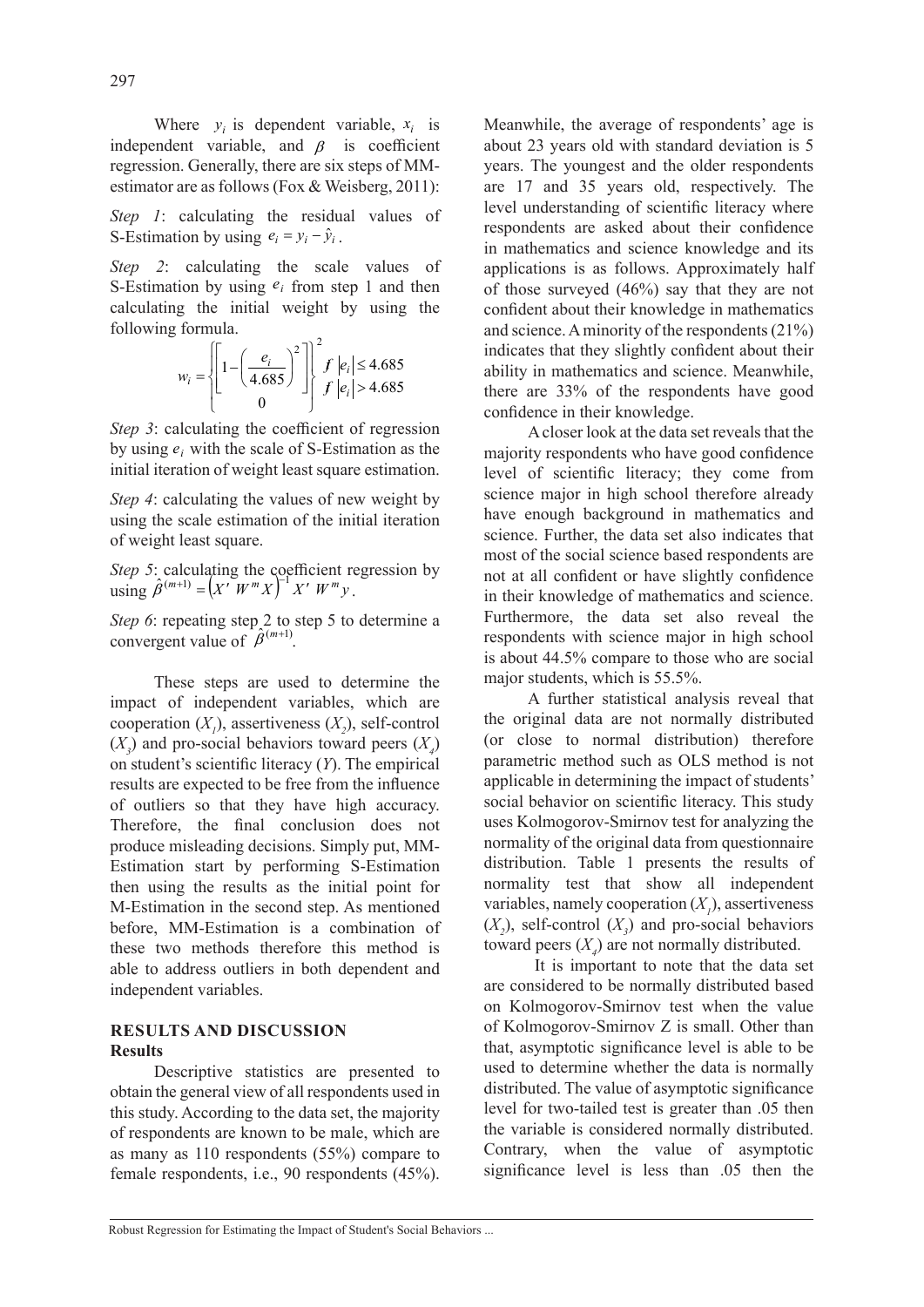Where $y_i$ is dependent variable, $x_i$ is independent variable, and $\beta$ is coefficient regression. Generally, there are six steps of MM-estimator are as follows (Fox & Weisberg, 2011):

*Step 1*: calculating the residual values of S-Estimation by using $e_i = y_i - \hat{y}_i$.

*Step 2*: calculating the scale values of S-Estimation by using $e_i$ from step 1 and then calculating the initial weight by using the following formula.

$$w_i = \begin{cases} \left[ 1 - \left( \dfrac{e_i}{4.685} \right)^2 \right]^2 & f \ |e_i| \leq 4.685 \\ 0 & f \ |e_i| > 4.685 \end{cases}$$

*Step 3*: calculating the coefficient of regression by using $e_i$ with the scale of S-Estimation as the initial iteration of weight least square estimation.

*Step 4*: calculating the values of new weight by using the scale estimation of the initial iteration of weight least square.

*Step 5*: calculating the coefficient regression by using $\hat{\beta}^{(m+1)} = \left( X' \, W^m X \right)^{-1} X' \, W^m y$.

*Step 6*: repeating step 2 to step 5 to determine a convergent value of $\hat{\beta}^{(m+1)}$.

These steps are used to determine the impact of independent variables, which are cooperation ($X_1$), assertiveness ($X_2$), self-control ($X_3$) and pro-social behaviors toward peers ($X_4$) on student's scientific literacy ($Y$). The empirical results are expected to be free from the influence of outliers so that they have high accuracy. Therefore, the final conclusion does not produce misleading decisions. Simply put, MM-Estimation start by performing S-Estimation then using the results as the initial point for M-Estimation in the second step. As mentioned before, MM-Estimation is a combination of these two methods therefore this method is able to address outliers in both dependent and independent variables.

## RESULTS AND DISCUSSION

### Results

Descriptive statistics are presented to obtain the general view of all respondents used in this study. According to the data set, the majority of respondents are known to be male, which are as many as 110 respondents (55%) compare to female respondents, i.e., 90 respondents (45%). Meanwhile, the average of respondents' age is about 23 years old with standard deviation is 5 years. The youngest and the older respondents are 17 and 35 years old, respectively. The level understanding of scientific literacy where respondents are asked about their confidence in mathematics and science knowledge and its applications is as follows. Approximately half of those surveyed (46%) say that they are not confident about their knowledge in mathematics and science. A minority of the respondents (21%) indicates that they slightly confident about their ability in mathematics and science. Meanwhile, there are 33% of the respondents have good confidence in their knowledge.

A closer look at the data set reveals that the majority respondents who have good confidence level of scientific literacy; they come from science major in high school therefore already have enough background in mathematics and science. Further, the data set also indicates that most of the social science based respondents are not at all confident or have slightly confidence in their knowledge of mathematics and science. Furthermore, the data set also reveal the respondents with science major in high school is about 44.5% compare to those who are social major students, which is 55.5%.

A further statistical analysis reveal that the original data are not normally distributed (or close to normal distribution) therefore parametric method such as OLS method is not applicable in determining the impact of students' social behavior on scientific literacy. This study uses Kolmogorov-Smirnov test for analyzing the normality of the original data from questionnaire distribution. Table 1 presents the results of normality test that show all independent variables, namely cooperation ($X_1$), assertiveness ($X_2$), self-control ($X_3$) and pro-social behaviors toward peers ($X_4$) are not normally distributed.

It is important to note that the data set are considered to be normally distributed based on Kolmogorov-Smirnov test when the value of Kolmogorov-Smirnov Z is small. Other than that, asymptotic significance level is able to be used to determine whether the data is normally distributed. The value of asymptotic significance level for two-tailed test is greater than .05 then the variable is considered normally distributed. Contrary, when the value of asymptotic significance level is less than .05 then the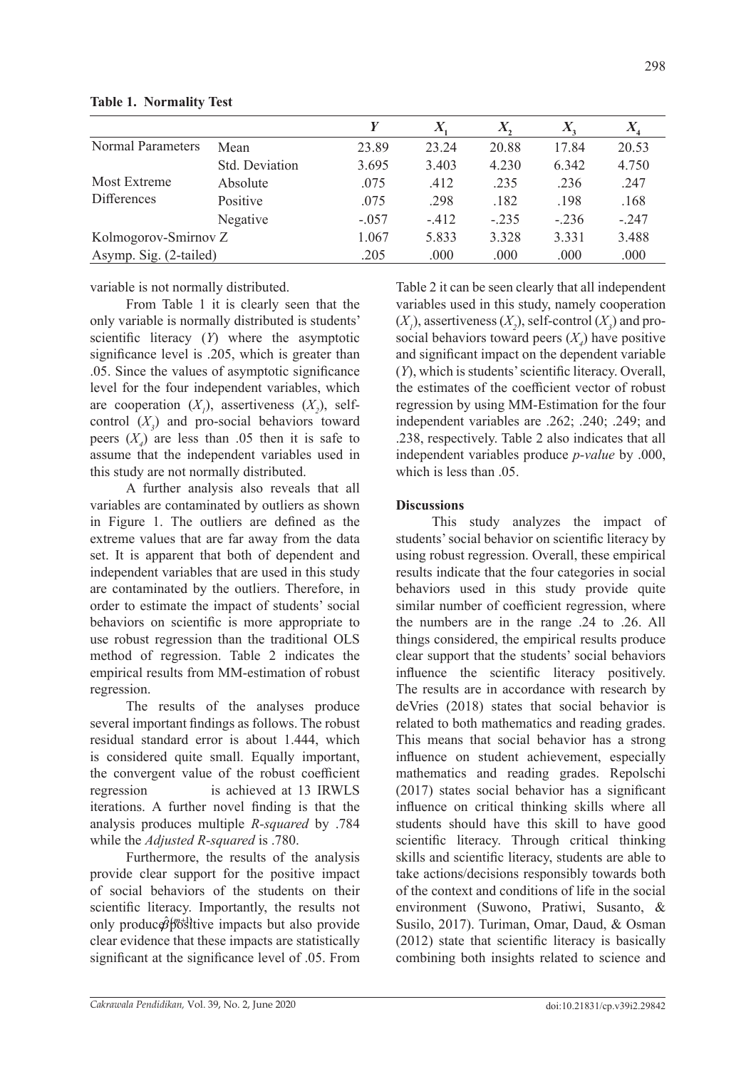**Table 1. Normality Test**

| | | $Y$ | $X_1$ | $X_2$ | $X_3$ | $X_4$ |
|---|---|---|---|---|---|---|
| Normal Parameters | Mean | 23.89 | 23.24 | 20.88 | 17.84 | 20.53 |
| | Std. Deviation | 3.695 | 3.403 | 4.230 | 6.342 | 4.750 |
| Most Extreme Differences | Absolute | .075 | .412 | .235 | .236 | .247 |
| | Positive | .075 | .298 | .182 | .198 | .168 |
| | Negative | -.057 | -.412 | -.235 | -.236 | -.247 |
| Kolmogorov-Smirnov Z | | 1.067 | 5.833 | 3.328 | 3.331 | 3.488 |
| Asymp. Sig. (2-tailed) | | .205 | .000 | .000 | .000 | .000 |

variable is not normally distributed.

From Table 1 it is clearly seen that the only variable is normally distributed is students' scientific literacy ($Y$) where the asymptotic significance level is .205, which is greater than .05. Since the values of asymptotic significance level for the four independent variables, which are cooperation ($X_1$), assertiveness ($X_2$), self-control ($X_3$) and pro-social behaviors toward peers ($X_4$) are less than .05 then it is safe to assume that the independent variables used in this study are not normally distributed.

A further analysis also reveals that all variables are contaminated by outliers as shown in Figure 1. The outliers are defined as the extreme values that are far away from the data set. It is apparent that both of dependent and independent variables that are used in this study are contaminated by the outliers. Therefore, in order to estimate the impact of students' social behaviors on scientific is more appropriate to use robust regression than the traditional OLS method of regression. Table 2 indicates the empirical results from MM-estimation of robust regression.

The results of the analyses produce several important findings as follows. The robust residual standard error is about 1.444, which is considered quite small. Equally important, the convergent value of the robust coefficient regression $\hat{\beta}^{(m+1)}$ is achieved at 13 IRWLS iterations. A further novel finding is that the analysis produces multiple *R-squared* by .784 while the *Adjusted R-squared* is .780.

Furthermore, the results of the analysis provide clear support for the positive impact of social behaviors of the students on their scientific literacy. Importantly, the results not only produce positive impacts but also provide clear evidence that these impacts are statistically significant at the significance level of .05. From Table 2 it can be seen clearly that all independent variables used in this study, namely cooperation ($X_1$), assertiveness ($X_2$), self-control ($X_3$) and pro-social behaviors toward peers ($X_4$) have positive and significant impact on the dependent variable ($Y$), which is students' scientific literacy. Overall, the estimates of the coefficient vector of robust regression by using MM-Estimation for the four independent variables are .262; .240; .249; and .238, respectively. Table 2 also indicates that all independent variables produce *p-value* by .000, which is less than .05.

### Discussions

This study analyzes the impact of students' social behavior on scientific literacy by using robust regression. Overall, these empirical results indicate that the four categories in social behaviors used in this study provide quite similar number of coefficient regression, where the numbers are in the range .24 to .26. All things considered, the empirical results produce clear support that the students' social behaviors influence the scientific literacy positively. The results are in accordance with research by deVries (2018) states that social behavior is related to both mathematics and reading grades. This means that social behavior has a strong influence on student achievement, especially mathematics and reading grades. Repolschi (2017) states social behavior has a significant influence on critical thinking skills where all students should have this skill to have good scientific literacy. Through critical thinking skills and scientific literacy, students are able to take actions/decisions responsibly towards both of the context and conditions of life in the social environment (Suwono, Pratiwi, Susanto, & Susilo, 2017). Turiman, Omar, Daud, & Osman (2012) state that scientific literacy is basically combining both insights related to science and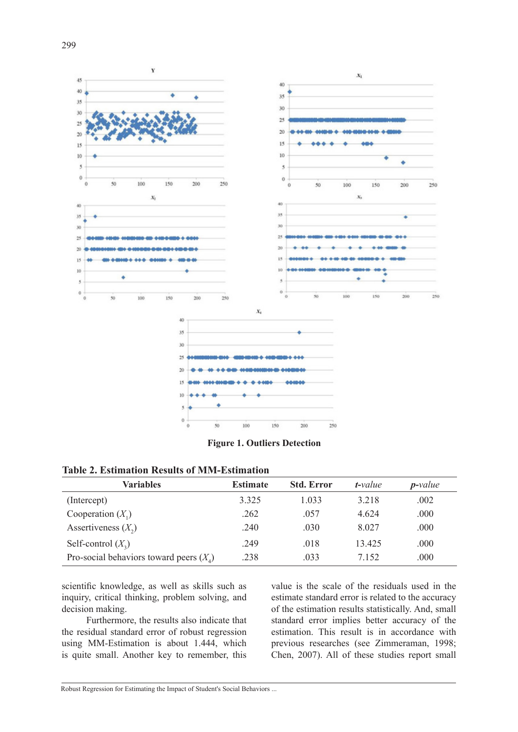Figure 1. Outliers Detection

**Table 2. Estimation Results of MM-Estimation**

| Variables | Estimate | Std. Error | *t-value* | *p-value* |
|---|---|---|---|---|
| (Intercept) | 3.325 | 1.033 | 3.218 | .002 |
| Cooperation ($X_1$) | .262 | .057 | 4.624 | .000 |
| Assertiveness ($X_2$) | .240 | .030 | 8.027 | .000 |
| Self-control ($X_3$) | .249 | .018 | 13.425 | .000 |
| Pro-social behaviors toward peers ($X_4$) | .238 | .033 | 7.152 | .000 |

scientific knowledge, as well as skills such as inquiry, critical thinking, problem solving, and decision making.

Furthermore, the results also indicate that the residual standard error of robust regression using MM-Estimation is about 1.444, which is quite small. Another key to remember, this value is the scale of the residuals used in the estimate standard error is related to the accuracy of the estimation results statistically. And, small standard error implies better accuracy of the estimation. This result is in accordance with previous researches (see Zimmeraman, 1998; Chen, 2007). All of these studies report small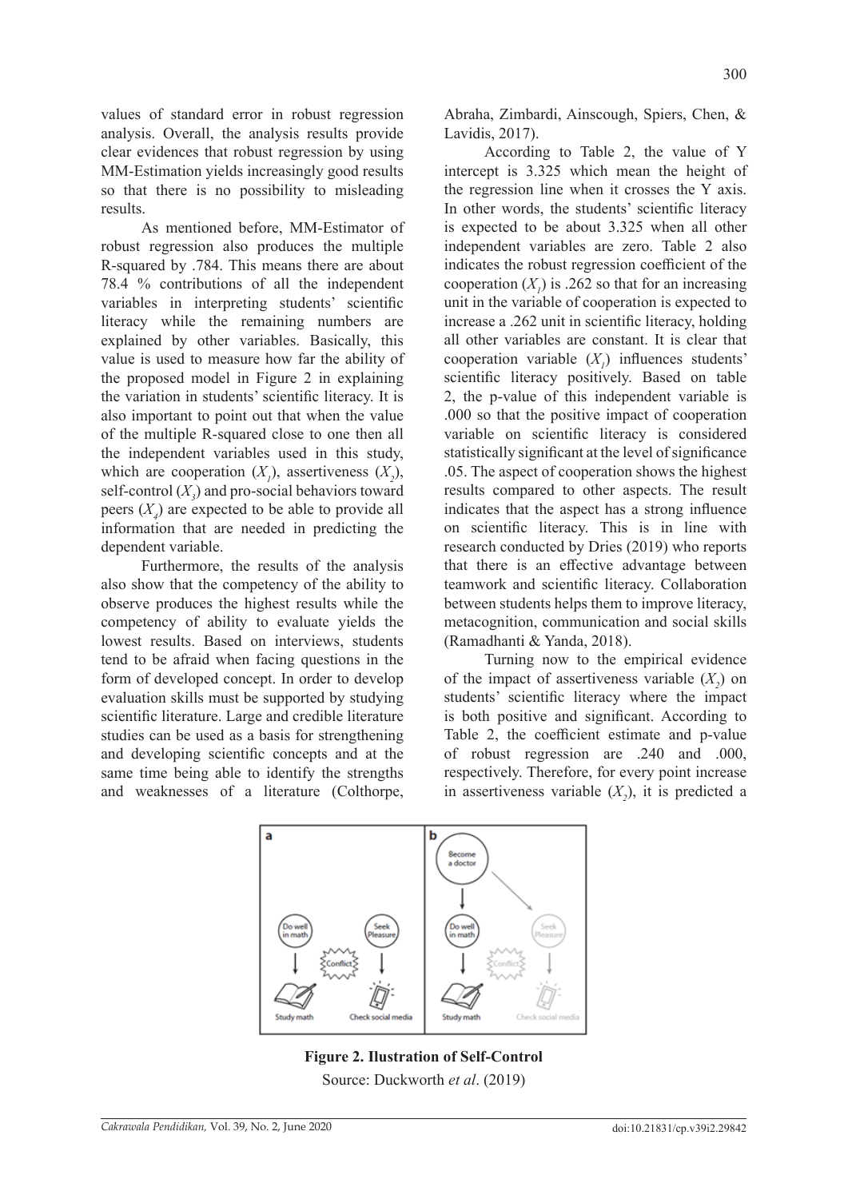values of standard error in robust regression analysis. Overall, the analysis results provide clear evidences that robust regression by using MM-Estimation yields increasingly good results so that there is no possibility to misleading results.

As mentioned before, MM-Estimator of robust regression also produces the multiple R-squared by .784. This means there are about 78.4 % contributions of all the independent variables in interpreting students' scientific literacy while the remaining numbers are explained by other variables. Basically, this value is used to measure how far the ability of the proposed model in Figure 2 in explaining the variation in students' scientific literacy. It is also important to point out that when the value of the multiple R-squared close to one then all the independent variables used in this study, which are cooperation ($X_1$), assertiveness ($X_2$), self-control ($X_3$) and pro-social behaviors toward peers ($X_4$) are expected to be able to provide all information that are needed in predicting the dependent variable.

Furthermore, the results of the analysis also show that the competency of the ability to observe produces the highest results while the competency of ability to evaluate yields the lowest results. Based on interviews, students tend to be afraid when facing questions in the form of developed concept. In order to develop evaluation skills must be supported by studying scientific literature. Large and credible literature studies can be used as a basis for strengthening and developing scientific concepts and at the same time being able to identify the strengths and weaknesses of a literature (Colthorpe, Abraha, Zimbardi, Ainscough, Spiers, Chen, & Lavidis, 2017).

According to Table 2, the value of Y intercept is 3.325 which mean the height of the regression line when it crosses the Y axis. In other words, the students' scientific literacy is expected to be about 3.325 when all other independent variables are zero. Table 2 also indicates the robust regression coefficient of the cooperation ($X_1$) is .262 so that for an increasing unit in the variable of cooperation is expected to increase a .262 unit in scientific literacy, holding all other variables are constant. It is clear that cooperation variable ($X_1$) influences students' scientific literacy positively. Based on table 2, the p-value of this independent variable is .000 so that the positive impact of cooperation variable on scientific literacy is considered statistically significant at the level of significance .05. The aspect of cooperation shows the highest results compared to other aspects. The result indicates that the aspect has a strong influence on scientific literacy. This is in line with research conducted by Dries (2019) who reports that there is an effective advantage between teamwork and scientific literacy. Collaboration between students helps them to improve literacy, metacognition, communication and social skills (Ramadhanti & Yanda, 2018).

Turning now to the empirical evidence of the impact of assertiveness variable ($X_2$) on students' scientific literacy where the impact is both positive and significant. According to Table 2, the coefficient estimate and p-value of robust regression are .240 and .000, respectively. Therefore, for every point increase in assertiveness variable ($X_2$), it is predicted a

**Figure 2. Ilustration of Self-Control**

Source: Duckworth *et al*. (2019)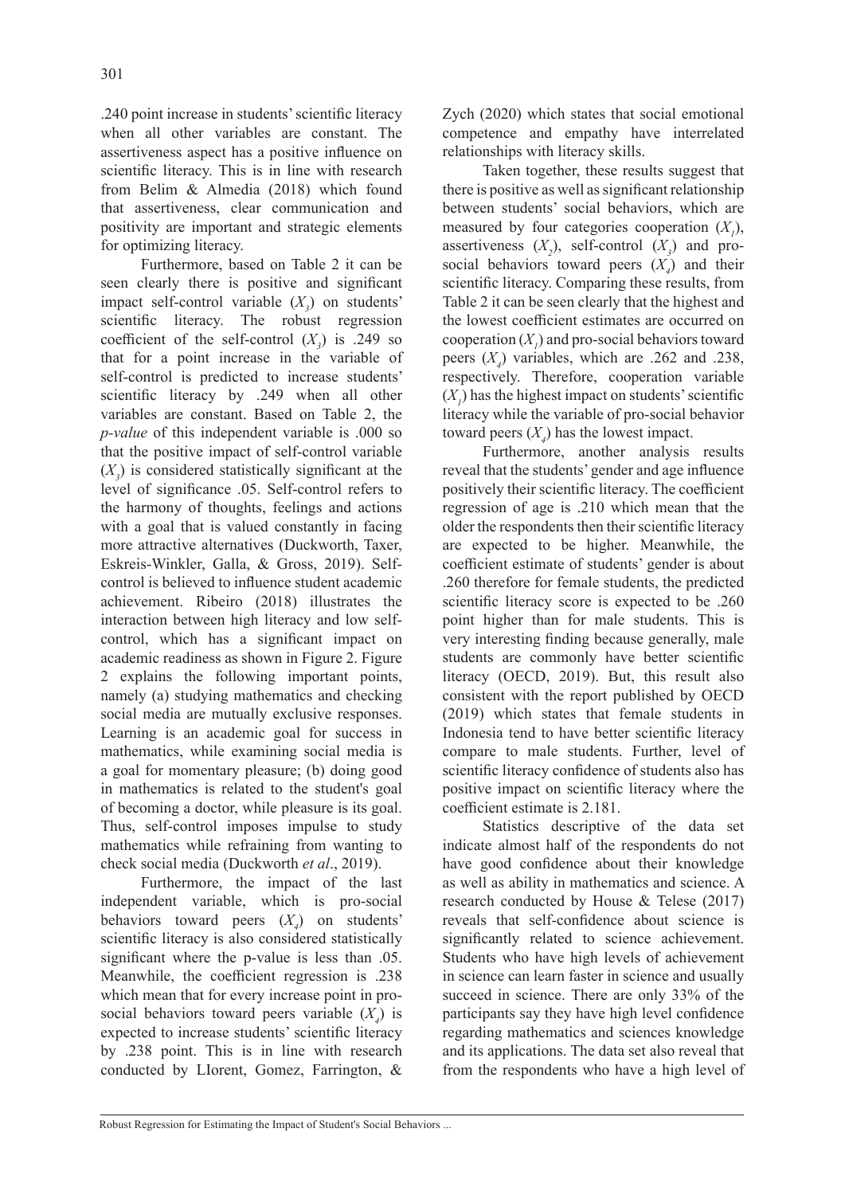.240 point increase in students' scientific literacy when all other variables are constant. The assertiveness aspect has a positive influence on scientific literacy. This is in line with research from Belim & Almedia (2018) which found that assertiveness, clear communication and positivity are important and strategic elements for optimizing literacy.

Furthermore, based on Table 2 it can be seen clearly there is positive and significant impact self-control variable ($X_3$) on students' scientific literacy. The robust regression coefficient of the self-control ($X_3$) is .249 so that for a point increase in the variable of self-control is predicted to increase students' scientific literacy by .249 when all other variables are constant. Based on Table 2, the *p-value* of this independent variable is .000 so that the positive impact of self-control variable ($X_3$) is considered statistically significant at the level of significance .05. Self-control refers to the harmony of thoughts, feelings and actions with a goal that is valued constantly in facing more attractive alternatives (Duckworth, Taxer, Eskreis-Winkler, Galla, & Gross, 2019). Self-control is believed to influence student academic achievement. Ribeiro (2018) illustrates the interaction between high literacy and low self-control, which has a significant impact on academic readiness as shown in Figure 2. Figure 2 explains the following important points, namely (a) studying mathematics and checking social media are mutually exclusive responses. Learning is an academic goal for success in mathematics, while examining social media is a goal for momentary pleasure; (b) doing good in mathematics is related to the student's goal of becoming a doctor, while pleasure is its goal. Thus, self-control imposes impulse to study mathematics while refraining from wanting to check social media (Duckworth *et al*., 2019).

Furthermore, the impact of the last independent variable, which is pro-social behaviors toward peers ($X_4$) on students' scientific literacy is also considered statistically significant where the p-value is less than .05. Meanwhile, the coefficient regression is .238 which mean that for every increase point in pro-social behaviors toward peers variable ($X_4$) is expected to increase students' scientific literacy by .238 point. This is in line with research conducted by LIorent, Gomez, Farrington, & Zych (2020) which states that social emotional competence and empathy have interrelated relationships with literacy skills.

Taken together, these results suggest that there is positive as well as significant relationship between students' social behaviors, which are measured by four categories cooperation ($X_1$), assertiveness ($X_2$), self-control ($X_3$) and pro-social behaviors toward peers ($X_4$) and their scientific literacy. Comparing these results, from Table 2 it can be seen clearly that the highest and the lowest coefficient estimates are occurred on cooperation ($X_1$) and pro-social behaviors toward peers ($X_4$) variables, which are .262 and .238, respectively. Therefore, cooperation variable ($X_1$) has the highest impact on students' scientific literacy while the variable of pro-social behavior toward peers ($X_4$) has the lowest impact.

Furthermore, another analysis results reveal that the students' gender and age influence positively their scientific literacy. The coefficient regression of age is .210 which mean that the older the respondents then their scientific literacy are expected to be higher. Meanwhile, the coefficient estimate of students' gender is about .260 therefore for female students, the predicted scientific literacy score is expected to be .260 point higher than for male students. This is very interesting finding because generally, male students are commonly have better scientific literacy (OECD, 2019). But, this result also consistent with the report published by OECD (2019) which states that female students in Indonesia tend to have better scientific literacy compare to male students. Further, level of scientific literacy confidence of students also has positive impact on scientific literacy where the coefficient estimate is 2.181.

Statistics descriptive of the data set indicate almost half of the respondents do not have good confidence about their knowledge as well as ability in mathematics and science. A research conducted by House & Telese (2017) reveals that self-confidence about science is significantly related to science achievement. Students who have high levels of achievement in science can learn faster in science and usually succeed in science. There are only 33% of the participants say they have high level confidence regarding mathematics and sciences knowledge and its applications. The data set also reveal that from the respondents who have a high level of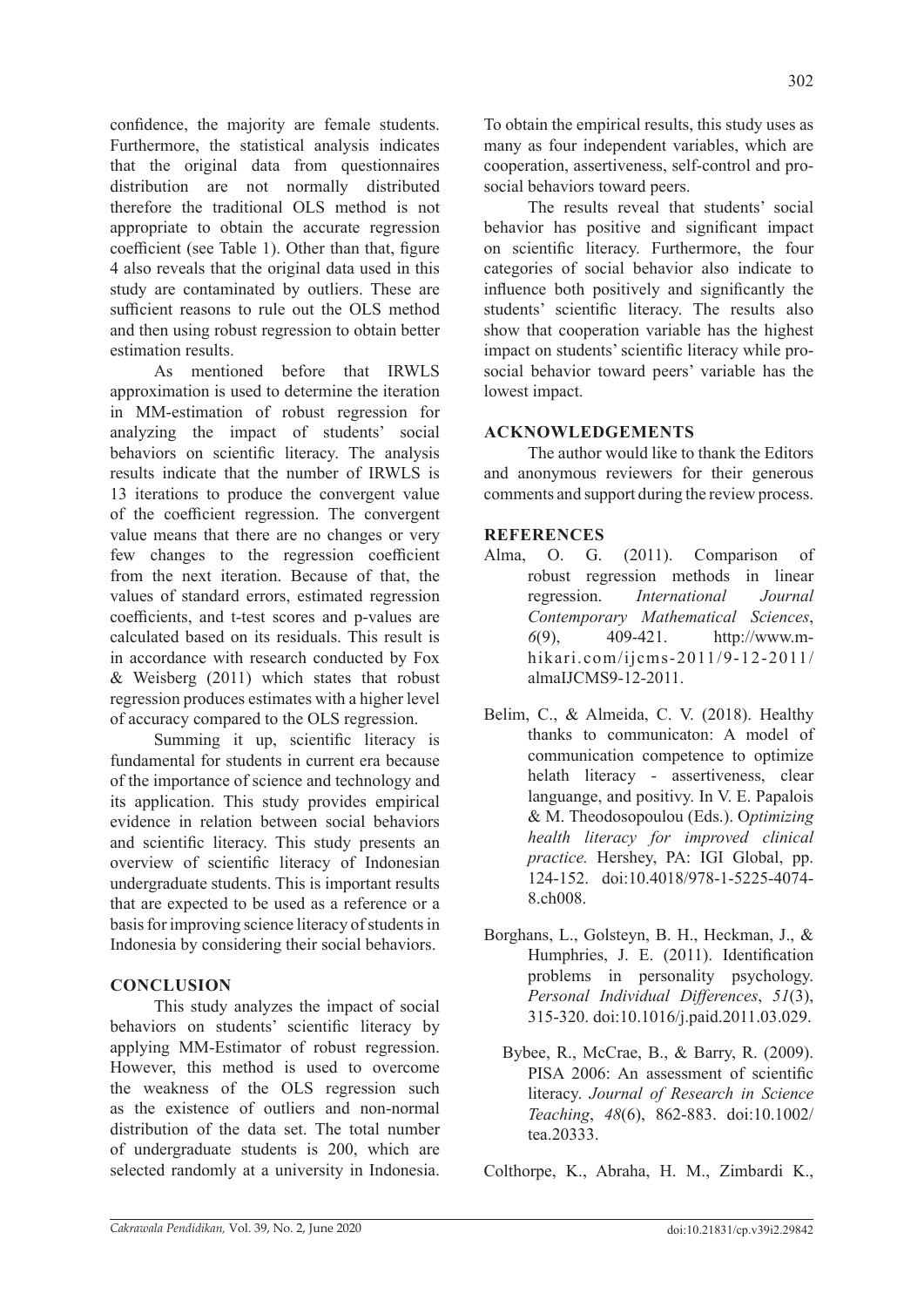confidence, the majority are female students. Furthermore, the statistical analysis indicates that the original data from questionnaires distribution are not normally distributed therefore the traditional OLS method is not appropriate to obtain the accurate regression coefficient (see Table 1). Other than that, figure 4 also reveals that the original data used in this study are contaminated by outliers. These are sufficient reasons to rule out the OLS method and then using robust regression to obtain better estimation results.

As mentioned before that IRWLS approximation is used to determine the iteration in MM-estimation of robust regression for analyzing the impact of students' social behaviors on scientific literacy. The analysis results indicate that the number of IRWLS is 13 iterations to produce the convergent value of the coefficient regression. The convergent value means that there are no changes or very few changes to the regression coefficient from the next iteration. Because of that, the values of standard errors, estimated regression coefficients, and t-test scores and p-values are calculated based on its residuals. This result is in accordance with research conducted by Fox & Weisberg (2011) which states that robust regression produces estimates with a higher level of accuracy compared to the OLS regression.

Summing it up, scientific literacy is fundamental for students in current era because of the importance of science and technology and its application. This study provides empirical evidence in relation between social behaviors and scientific literacy. This study presents an overview of scientific literacy of Indonesian undergraduate students. This is important results that are expected to be used as a reference or a basis for improving science literacy of students in Indonesia by considering their social behaviors.

## CONCLUSION

This study analyzes the impact of social behaviors on students' scientific literacy by applying MM-Estimator of robust regression. However, this method is used to overcome the weakness of the OLS regression such as the existence of outliers and non-normal distribution of the data set. The total number of undergraduate students is 200, which are selected randomly at a university in Indonesia. To obtain the empirical results, this study uses as many as four independent variables, which are cooperation, assertiveness, self-control and pro-social behaviors toward peers.

The results reveal that students' social behavior has positive and significant impact on scientific literacy. Furthermore, the four categories of social behavior also indicate to influence both positively and significantly the students' scientific literacy. The results also show that cooperation variable has the highest impact on students' scientific literacy while pro-social behavior toward peers' variable has the lowest impact.

## ACKNOWLEDGEMENTS

The author would like to thank the Editors and anonymous reviewers for their generous comments and support during the review process.

## REFERENCES

Alma, O. G. (2011). Comparison of robust regression methods in linear regression. *International Journal Contemporary Mathematical Sciences*, *6*(9), 409-421. http://www.m-hikari.com/ijcms-2011/9-12-2011/almaIJCMS9-12-2011.

Belim, C., & Almeida, C. V. (2018). Healthy thanks to communicaton: A model of communication competence to optimize helath literacy - assertiveness, clear languange, and positivy. In V. E. Papalois & M. Theodosopoulou (Eds.). O*ptimizing health literacy for improved clinical practice.* Hershey, PA: IGI Global, pp. 124-152. doi:10.4018/978-1-5225-4074-8.ch008.

Borghans, L., Golsteyn, B. H., Heckman, J., & Humphries, J. E. (2011). Identification problems in personality psychology. *Personal Individual Differences*, *51*(3), 315-320. doi:10.1016/j.paid.2011.03.029.

Bybee, R., McCrae, B., & Barry, R. (2009). PISA 2006: An assessment of scientific literacy. *Journal of Research in Science Teaching*, *48*(6), 862-883. doi:10.1002/tea.20333.

Colthorpe, K., Abraha, H. M., Zimbardi K.,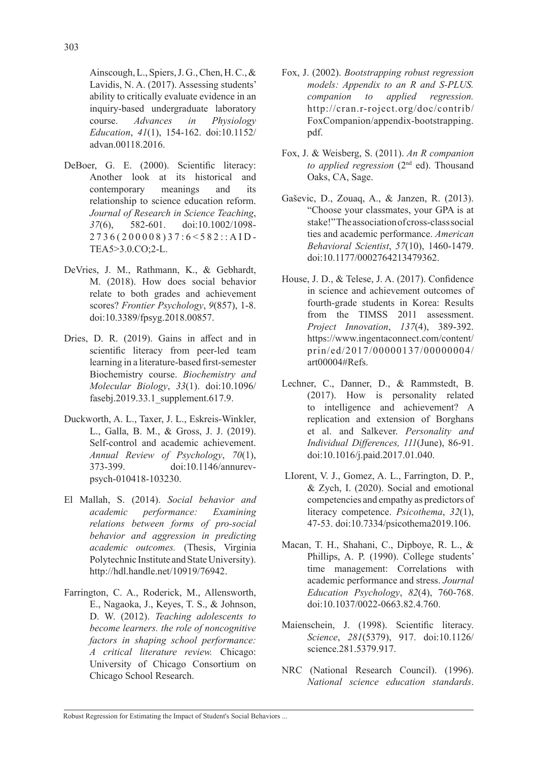Ainscough, L., Spiers, J. G., Chen, H. C., & Lavidis, N. A. (2017). Assessing students' ability to critically evaluate evidence in an inquiry-based undergraduate laboratory course. *Advances in Physiology Education*, *41*(1), 154-162. doi:10.1152/advan.00118.2016.

DeBoer, G. E. (2000). Scientific literacy: Another look at its historical and contemporary meanings and its relationship to science education reform. *Journal of Research in Science Teaching*, *37*(6), 582-601. doi:10.1002/1098-2736(200008)37:6<582::AID-TEA5>3.0.CO;2-L.

DeVries, J. M., Rathmann, K., & Gebhardt, M. (2018). How does social behavior relate to both grades and achievement scores? *Frontier Psychology*, *9*(857), 1-8. doi:10.3389/fpsyg.2018.00857.

Dries, D. R. (2019). Gains in affect and in scientific literacy from peer-led team learning in a literature-based first-semester Biochemistry course. *Biochemistry and Molecular Biology*, *33*(1). doi:10.1096/fasebj.2019.33.1_supplement.617.9.

Duckworth, A. L., Taxer, J. L., Eskreis-Winkler, L., Galla, B. M., & Gross, J. J. (2019). Self-control and academic achievement. *Annual Review of Psychology*, *70*(1), 373-399. doi:10.1146/annurev-psych-010418-103230.

El Mallah, S. (2014). *Social behavior and academic performance: Examining relations between forms of pro-social behavior and aggression in predicting academic outcomes.* (Thesis, Virginia Polytechnic Institute and State University). http://hdl.handle.net/10919/76942.

Farrington, C. A., Roderick, M., Allensworth, E., Nagaoka, J., Keyes, T. S., & Johnson, D. W. (2012). *Teaching adolescents to become learners. the role of noncognitive factors in shaping school performance: A critical literature review.* Chicago: University of Chicago Consortium on Chicago School Research.

Fox, J. (2002). *Bootstrapping robust regression models: Appendix to an R and S-PLUS. companion to applied regression.* http://cran.r-roject.org/doc/contrib/FoxCompanion/appendix-bootstrapping.pdf.

Fox, J. & Weisberg, S. (2011). *An R companion to applied regression* (2nd ed). Thousand Oaks, CA, Sage.

Gaševic, D., Zouaq, A., & Janzen, R. (2013). "Choose your classmates, your GPA is at stake!" The association of cross-class social ties and academic performance. *American Behavioral Scientist*, *57*(10), 1460-1479. doi:10.1177/0002764213479362.

House, J. D., & Telese, J. A. (2017). Confidence in science and achievement outcomes of fourth-grade students in Korea: Results from the TIMSS 2011 assessment. *Project Innovation*, *137*(4), 389-392. https://www.ingentaconnect.com/content/prin/ed/2017/00000137/00000004/art00004#Refs.

Lechner, C., Danner, D., & Rammstedt, B. (2017). How is personality related to intelligence and achievement? A replication and extension of Borghans et al. and Salkever. *Personality and Individual Differences, 111*(June), 86-91. doi:10.1016/j.paid.2017.01.040.

LIorent, V. J., Gomez, A. L., Farrington, D. P., & Zych, I. (2020). Social and emotional competencies and empathy as predictors of literacy competence. *Psicothema*, *32*(1), 47-53. doi:10.7334/psicothema2019.106.

Macan, T. H., Shahani, C., Dipboye, R. L., & Phillips, A. P. (1990). College students' time management: Correlations with academic performance and stress. *Journal Education Psychology*, *82*(4), 760-768. doi:10.1037/0022-0663.82.4.760.

Maienschein, J. (1998). Scientific literacy. *Science*, *281*(5379), 917. doi:10.1126/science.281.5379.917.

NRC (National Research Council). (1996). *National science education standards*.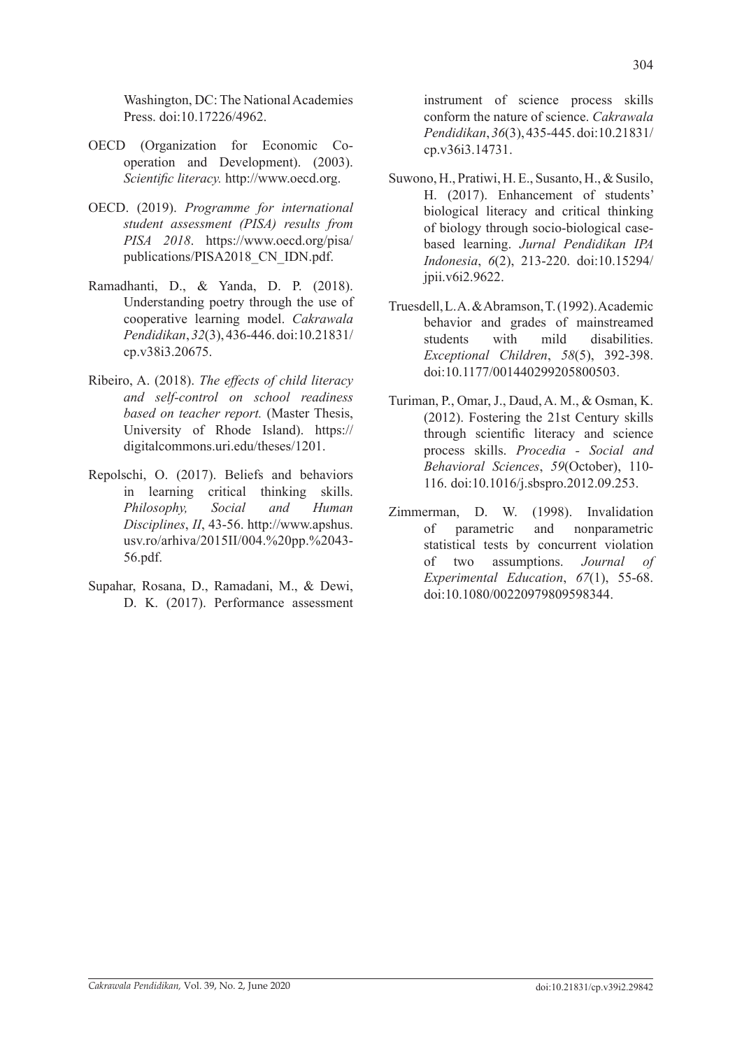Washington, DC: The National Academies Press. doi:10.17226/4962.

OECD (Organization for Economic Co-operation and Development). (2003). *Scientific literacy.* http://www.oecd.org.

OECD. (2019). *Programme for international student assessment (PISA) results from PISA 2018*. https://www.oecd.org/pisa/publications/PISA2018_CN_IDN.pdf.

Ramadhanti, D., & Yanda, D. P. (2018). Understanding poetry through the use of cooperative learning model. *Cakrawala Pendidikan*, *32*(3), 436-446. doi:10.21831/cp.v38i3.20675.

Ribeiro, A. (2018). *The effects of child literacy and self-control on school readiness based on teacher report.* (Master Thesis, University of Rhode Island). https://digitalcommons.uri.edu/theses/1201.

Repolschi, O. (2017). Beliefs and behaviors in learning critical thinking skills. *Philosophy, Social and Human Disciplines*, *II*, 43-56. http://www.apshus.usv.ro/arhiva/2015II/004.%20pp.%2043-56.pdf.

Supahar, Rosana, D., Ramadani, M., & Dewi, D. K. (2017). Performance assessment instrument of science process skills conform the nature of science. *Cakrawala Pendidikan*, *36*(3), 435-445. doi:10.21831/cp.v36i3.14731.

Suwono, H., Pratiwi, H. E., Susanto, H., & Susilo, H. (2017). Enhancement of students' biological literacy and critical thinking of biology through socio-biological case-based learning. *Jurnal Pendidikan IPA Indonesia*, *6*(2), 213-220. doi:10.15294/jpii.v6i2.9622.

Truesdell, L. A. & Abramson, T. (1992). Academic behavior and grades of mainstreamed students with mild disabilities. *Exceptional Children*, *58*(5), 392-398. doi:10.1177/001440299205800503.

Turiman, P., Omar, J., Daud, A. M., & Osman, K. (2012). Fostering the 21st Century skills through scientific literacy and science process skills. *Procedia - Social and Behavioral Sciences*, *59*(October), 110-116. doi:10.1016/j.sbspro.2012.09.253.

Zimmerman, D. W. (1998). Invalidation of parametric and nonparametric statistical tests by concurrent violation of two assumptions. *Journal of Experimental Education*, *67*(1), 55-68. doi:10.1080/00220979809598344.